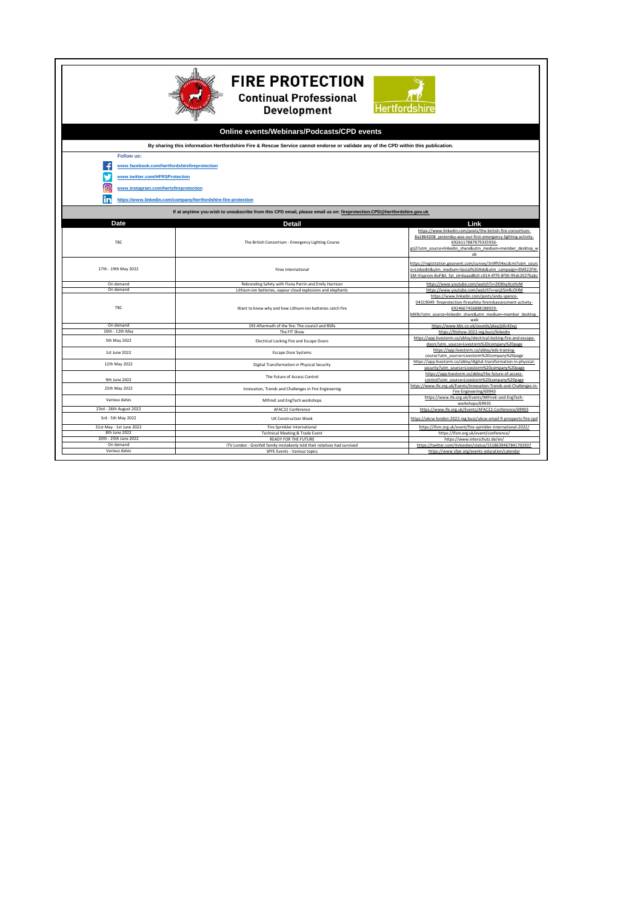# FIRE PROTECTION

## Continual Professional Development

Hertfordshire

### Online events/Webinars/Podcasts/CPD events

**By sharing this information Hertfordshire Fire & Rescue Service cannot endorse or validate any of the CPD within this publication.**

**Follow us:**

- www.facebook.com/hertfordshirefireprotection
- www.twitter.com/HFRSProtection
- www.instagram.com/hertsfireprotection
- https://www.linkedin.com/company/hertfordshire-fire-protection

**If at anytime you wish to unsubscribe from this CPD email, please email us on: fireprotection.CPD@hertfordshire.gov.uk**

| Date | Detail | Link |
|---|---|---|
| TBC | The British Consortium - Emergency Lighting Course | https://www.linkedin.com/posts/the-british-fire-consortium-8a1864208_yesterday-was-our-first-emergency-lighting-activity-6926117887879335936-grj2?utm_source=linkedin_share&utm_medium=member_desktop_web |
| 17th - 19th May 2022 | Firex International | https://registration.gesevent.com/survey/3n9fh54xcdcmi?utm_source=Linkedin&utm_medium=Social%20Ads&utm_campaign=EME22FXI-SM-Visprom-BoF&li_fat_id=6aaad8c0-c014-4f70-8f30-95dc2027babc |
| On demand | Rebranding Safety with Fiona Perrin and Emily Harrison | https://www.youtube.com/watch?v=2KWxyXcsHvM |
| On demand | Lithium-ion batteries, vapour cloud explosions and elephants | https://www.youtube.com/watch?v=wLjt5mRcOHM |
| TBC | Want to know why and how Lithium-Ion batteries catch fire | https://www.linkedin.com/posts/andy-spence-04319049_fireprotection-firesafety-fireriskassessment-activity-6924667456888188929-MXRz?utm_source=linkedin_share&utm_medium=member_desktop_web |
| On demand | 193 Aftermath of the fire: The council and BSRs | https://www.bbc.co.uk/sounds/play/p0c42xyj |
| 10th - 12th May | The FIT Show | https://fitshow-2022.reg.buzz/linkedin |
| 5th May 2022 | Electrical Locking Fire and Escape Doors | https://app.livestorm.co/abloy/electrical-locking-fire-and-escape-doors?utm_source=Livestorm%20company%20page |
| 1st June 2022 | Escape Door Systems | https://app.livestorm.co/abloy/eds-training-course?utm_source=Livestorm%20company%20page |
| 12th May 2022 | Digital Transformation in Physical Security | https://app.livestorm.co/abloy/digital-transformation-in-physical-security?utm_source=Livestorm%20company%20page |
| 9th June 2022 | The Future of Access Control | https://app.livestorm.co/abloy/the-future-of-access-control?utm_source=Livestorm%20company%20page |
| 25th May 2022 | Innovation, Trends and Challenges in Fire Engineering | https://www.ife.org.uk/Events/Innovation-Trends-and-Challenges-in-Fire-Engineering/69943 |
| Various dates | MIFireE and EngTech workshops | https://www.ife.org.uk/Events/MIFireE-and-EngTech-workshops/69935 |
| 23rd - 26th August 2022 | AFAC22 Conference | https://www.ife.org.uk/Events/AFAC22-Conference/69903 |
| 3rd - 5th May 2022 | UK Construction Week | https://ukcw-london-2022.reg.buzz/ukcw-email-9-prospects-fire-cpd |
| 31st May - 1st June 2022 | Fire Sprinkler International | https://ifsm.org.uk/event/fire-sprinkler-international-2022/ |
| 8th June 2022 | Technical Meeting & Trade Event | https://ifsm.org.uk/event/conference/ |
| 20th - 25th June 2022 | READY FOR THE FUTURE | https://www.interschutz.de/en/ |
| On demand | ITV London - Grenfell family mistakenly told their relatives had survived | https://twitter.com/itvlondon/status/1518639467841703937 |
| Various dates | SPFE Events - Various topics | https://www.sfpe.org/events-education/calendar |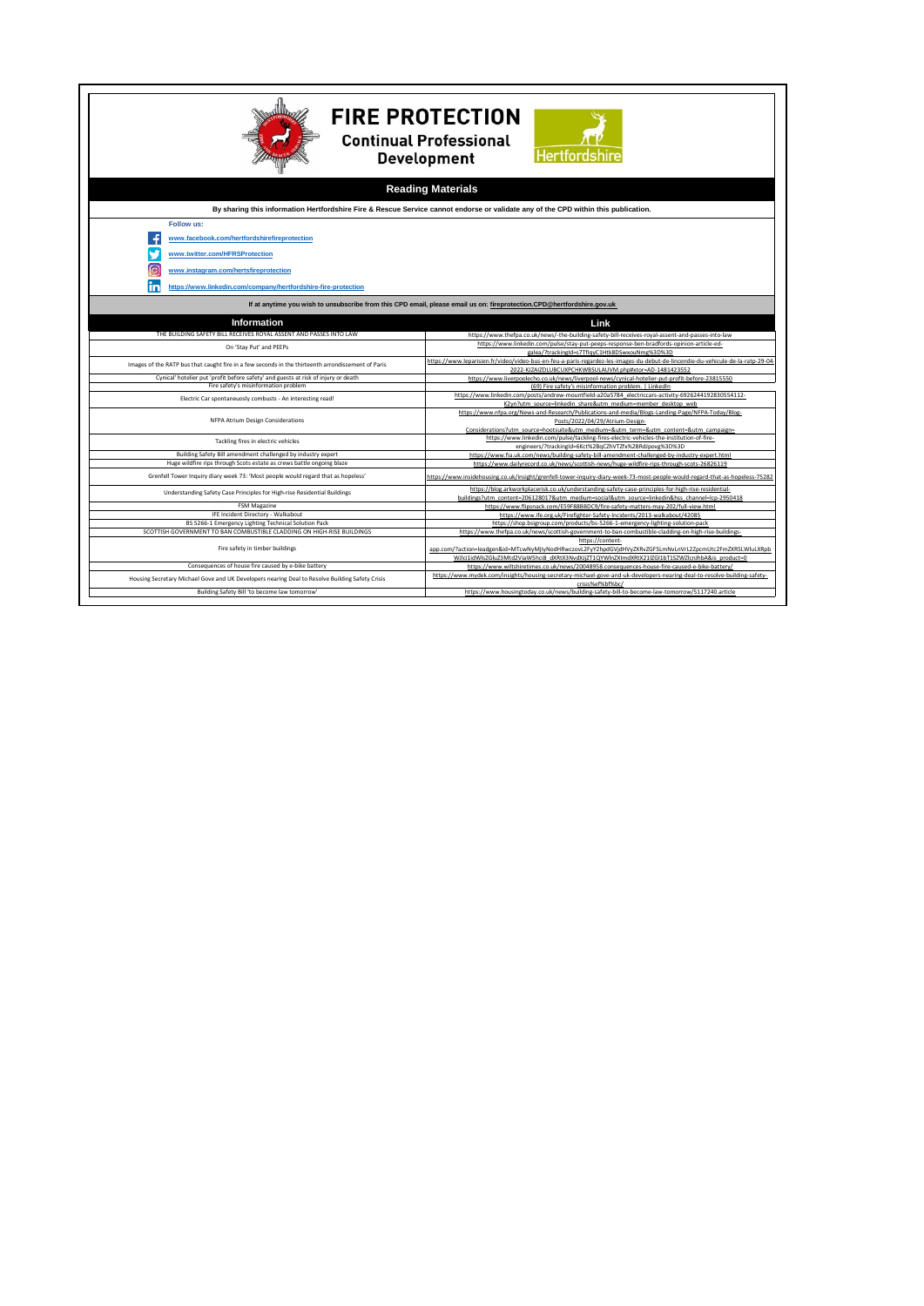# FIRE PROTECTION

## Continual Professional Development

Hertfordshire

## Reading Materials

**By sharing this information Hertfordshire Fire & Rescue Service cannot endorse or validate any of the CPD within this publication.**

**Follow us:**

- www.facebook.com/hertfordshirefireprotection
- www.twitter.com/HFRSProtection
- www.instagram.com/hertsfireprotection
- https://www.linkedin.com/company/hertfordshire-fire-protection

**If at anytime you wish to unsubscribe from this CPD email, please email us on: fireprotection.CPD@hertfordshire.gov.uk**

| Information | Link |
|---|---|
| THE BUILDING SAFETY BILL RECEIVES ROYAL ASSENT AND PASSES INTO LAW | https://www.thefpa.co.uk/news/-the-building-safety-bill-receives-royal-assent-and-passes-into-law |
| On 'Stay Put' and PEEPs | https://www.linkedin.com/pulse/stay-put-peeps-response-ben-bradfords-opinion-article-ed-galea/?trackingId=s7TllqyC1Htk8DSwxouNmg%3D%3D |
| Images of the RATP bus that caught fire in a few seconds in the thirteenth arrondissement of Paris | https://www.leparisien.fr/video/video-bus-en-feu-a-paris-regardez-les-images-du-debut-de-lincendie-du-vehicule-de-la-ratp-29-04-2022-KJZAIZDLUBCUXPCHKWBSULAUVM.php#xtor=AD-1481423552 |
| Cynical' hotelier put 'profit before safety' and guests at risk of injury or death | https://www.liverpoolecho.co.uk/news/liverpool-news/cynical-hotelier-put-profit-before-23815550 |
| Fire safety's misinformation problem | (69) Fire safety's misinformation problem. \| LinkedIn |
| Electric Car spontaneously combusts - An interesting read! | https://www.linkedin.com/posts/andrew-mountfield-a20a5784_electriccars-activity-6926244192830554112-K2yn?utm_source=linkedin_share&utm_medium=member_desktop_web |
| NFPA Atrium Design Considerations | https://www.nfpa.org/News-and-Research/Publications-and-media/Blogs-Landing-Page/NFPA-Today/Blog-Posts/2022/04/29/Atrium-Design-Considerations?utm_source=hootsuite&utm_medium=&utm_term=&utm_content=&utm_campaign= |
| Tackling fires in electric vehicles | https://www.linkedin.com/pulse/tackling-fires-electric-vehicles-the-institution-of-fire-engineers/?trackingId=6Kct%2BqCZhVTZfx%2BRdJpovg%3D%3D |
| Building Safety Bill amendment challenged by industry expert | https://www.fia.uk.com/news/building-safety-bill-amendment-challenged-by-industry-expert.html |
| Huge wildfire rips through Scots estate as crews battle ongoing blaze | https://www.dailyrecord.co.uk/news/scottish-news/huge-wildfire-rips-through-scots-26826119 |
| Grenfell Tower Inquiry diary week 73: 'Most people would regard that as hopeless' | https://www.insidehousing.co.uk/insight/grenfell-tower-inquiry-diary-week-73-most-people-would-regard-that-as-hopeless-75282 |
| Understanding Safety Case Principles for High-rise Residential Buildings | https://blog.arkworkplacerisk.co.uk/understanding-safety-case-principles-for-high-rise-residential-buildings?utm_content=206128017&utm_medium=social&utm_source=linkedin&hss_channel=lcp-2950418 |
| FSM Magazine | https://www.flipsnack.com/E59F88B8DC9/fire-safety-matters-may-202/full-view.html |
| IFE Incident Directory - Walkabout | https://www.ife.org.uk/Firefighter-Safety-Incidents/2013-walkabout/42085 |
| BS 5266-1 Emergency Lighting Technical Solution Pack | https://shop.bsigroup.com/products/bs-5266-1-emergency-lighting-solution-pack |
| SCOTTISH GOVERNMENT TO BAN COMBUSTIBLE CLADDING ON HIGH-RISE BUILDINGS | https://www.thefpa.co.uk/news/scottish-government-to-ban-combustible-cladding-on-high-rise-buildings- |
| Fire safety in timber buildings | https://content-app.com/?action=leadgen&id=MTcwNyMjIyNodHRwczovL2FyY2hpdGVjdHVyZXRvZGF5LmNvLnVrL2ZpcmUtc2FmZXR5LWluLXRpbWJlci1idWlsZGluZ3Mtd2VsaW5hci8_dXRtX3NvdXJjZT1QYWlnZXImdXRtX21lZGl1bT1SZWZlcnJhbA&is_product=0 |
| Consequences of house fire caused by e-bike battery | https://www.wiltshiretimes.co.uk/news/20048958.consequences-house-fire-caused-e-bike-battery/ |
| Housing Secretary Michael Gove and UK Developers nearing Deal to Resolve Building Safety Crisis | https://www.mydek.com/insights/housing-secretary-michael-gove-and-uk-developers-nearing-deal-to-resolve-building-safety-crisis%ef%bf%bc/ |
| Building Safety Bill 'to become law tomorrow' | https://www.housingtoday.co.uk/news/building-safety-bill-to-become-law-tomorrow/5117240.article |